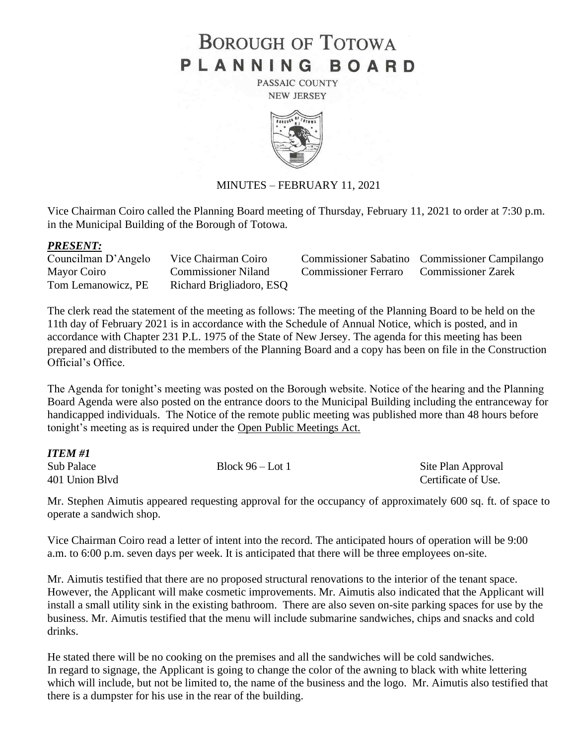# BOROUGH OF TOTOWA
# PLANNING BOARD

PASSAIC COUNTY
NEW JERSEY

MINUTES – FEBRUARY 11, 2021

Vice Chairman Coiro called the Planning Board meeting of Thursday, February 11, 2021 to order at 7:30 p.m. in the Municipal Building of the Borough of Totowa.

***PRESENT:***

| | | | |
|---|---|---|---|
| Councilman D'Angelo | Vice Chairman Coiro | Commissioner Sabatino | Commissioner Campilango |
| Mayor Coiro | Commissioner Niland | Commissioner Ferraro | Commissioner Zarek |
| Tom Lemanowicz, PE | Richard Brigliadoro, ESQ | | |

The clerk read the statement of the meeting as follows: The meeting of the Planning Board to be held on the 11th day of February 2021 is in accordance with the Schedule of Annual Notice, which is posted, and in accordance with Chapter 231 P.L. 1975 of the State of New Jersey. The agenda for this meeting has been prepared and distributed to the members of the Planning Board and a copy has been on file in the Construction Official's Office.

The Agenda for tonight's meeting was posted on the Borough website. Notice of the hearing and the Planning Board Agenda were also posted on the entrance doors to the Municipal Building including the entranceway for handicapped individuals. The Notice of the remote public meeting was published more than 48 hours before tonight's meeting as is required under the Open Public Meetings Act.

***ITEM #1***

| | | |
|---|---|---|
| Sub Palace | Block 96 – Lot 1 | Site Plan Approval |
| 401 Union Blvd | | Certificate of Use. |

Mr. Stephen Aimutis appeared requesting approval for the occupancy of approximately 600 sq. ft. of space to operate a sandwich shop.

Vice Chairman Coiro read a letter of intent into the record. The anticipated hours of operation will be 9:00 a.m. to 6:00 p.m. seven days per week. It is anticipated that there will be three employees on-site.

Mr. Aimutis testified that there are no proposed structural renovations to the interior of the tenant space. However, the Applicant will make cosmetic improvements. Mr. Aimutis also indicated that the Applicant will install a small utility sink in the existing bathroom. There are also seven on-site parking spaces for use by the business. Mr. Aimutis testified that the menu will include submarine sandwiches, chips and snacks and cold drinks.

He stated there will be no cooking on the premises and all the sandwiches will be cold sandwiches. In regard to signage, the Applicant is going to change the color of the awning to black with white lettering which will include, but not be limited to, the name of the business and the logo. Mr. Aimutis also testified that there is a dumpster for his use in the rear of the building.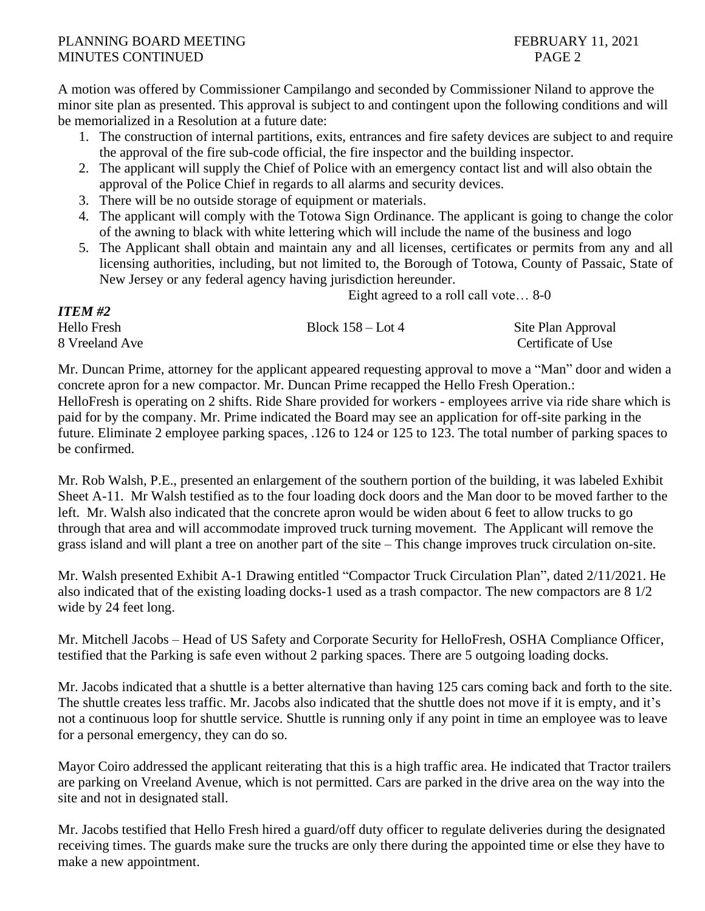A motion was offered by Commissioner Campilango and seconded by Commissioner Niland to approve the minor site plan as presented. This approval is subject to and contingent upon the following conditions and will be memorialized in a Resolution at a future date:

1. The construction of internal partitions, exits, entrances and fire safety devices are subject to and require the approval of the fire sub-code official, the fire inspector and the building inspector.
2. The applicant will supply the Chief of Police with an emergency contact list and will also obtain the approval of the Police Chief in regards to all alarms and security devices.
3. There will be no outside storage of equipment or materials.
4. The applicant will comply with the Totowa Sign Ordinance. The applicant is going to change the color of the awning to black with white lettering which will include the name of the business and logo
5. The Applicant shall obtain and maintain any and all licenses, certificates or permits from any and all licensing authorities, including, but not limited to, the Borough of Totowa, County of Passaic, State of New Jersey or any federal agency having jurisdiction hereunder.

Eight agreed to a roll call vote… 8-0

***ITEM #2***

Hello Fresh — Block 158 – Lot 4 — Site Plan Approval
8 Vreeland Ave — Certificate of Use

Mr. Duncan Prime, attorney for the applicant appeared requesting approval to move a "Man" door and widen a concrete apron for a new compactor. Mr. Duncan Prime recapped the Hello Fresh Operation.:
HelloFresh is operating on 2 shifts. Ride Share provided for workers - employees arrive via ride share which is paid for by the company. Mr. Prime indicated the Board may see an application for off-site parking in the future. Eliminate 2 employee parking spaces, .126 to 124 or 125 to 123. The total number of parking spaces to be confirmed.

Mr. Rob Walsh, P.E., presented an enlargement of the southern portion of the building, it was labeled Exhibit Sheet A-11. Mr Walsh testified as to the four loading dock doors and the Man door to be moved farther to the left. Mr. Walsh also indicated that the concrete apron would be widen about 6 feet to allow trucks to go through that area and will accommodate improved truck turning movement. The Applicant will remove the grass island and will plant a tree on another part of the site – This change improves truck circulation on-site.

Mr. Walsh presented Exhibit A-1 Drawing entitled "Compactor Truck Circulation Plan", dated 2/11/2021. He also indicated that of the existing loading docks-1 used as a trash compactor. The new compactors are 8 1/2 wide by 24 feet long.

Mr. Mitchell Jacobs – Head of US Safety and Corporate Security for HelloFresh, OSHA Compliance Officer, testified that the Parking is safe even without 2 parking spaces. There are 5 outgoing loading docks.

Mr. Jacobs indicated that a shuttle is a better alternative than having 125 cars coming back and forth to the site. The shuttle creates less traffic. Mr. Jacobs also indicated that the shuttle does not move if it is empty, and it's not a continuous loop for shuttle service. Shuttle is running only if any point in time an employee was to leave for a personal emergency, they can do so.

Mayor Coiro addressed the applicant reiterating that this is a high traffic area. He indicated that Tractor trailers are parking on Vreeland Avenue, which is not permitted. Cars are parked in the drive area on the way into the site and not in designated stall.

Mr. Jacobs testified that Hello Fresh hired a guard/off duty officer to regulate deliveries during the designated receiving times. The guards make sure the trucks are only there during the appointed time or else they have to make a new appointment.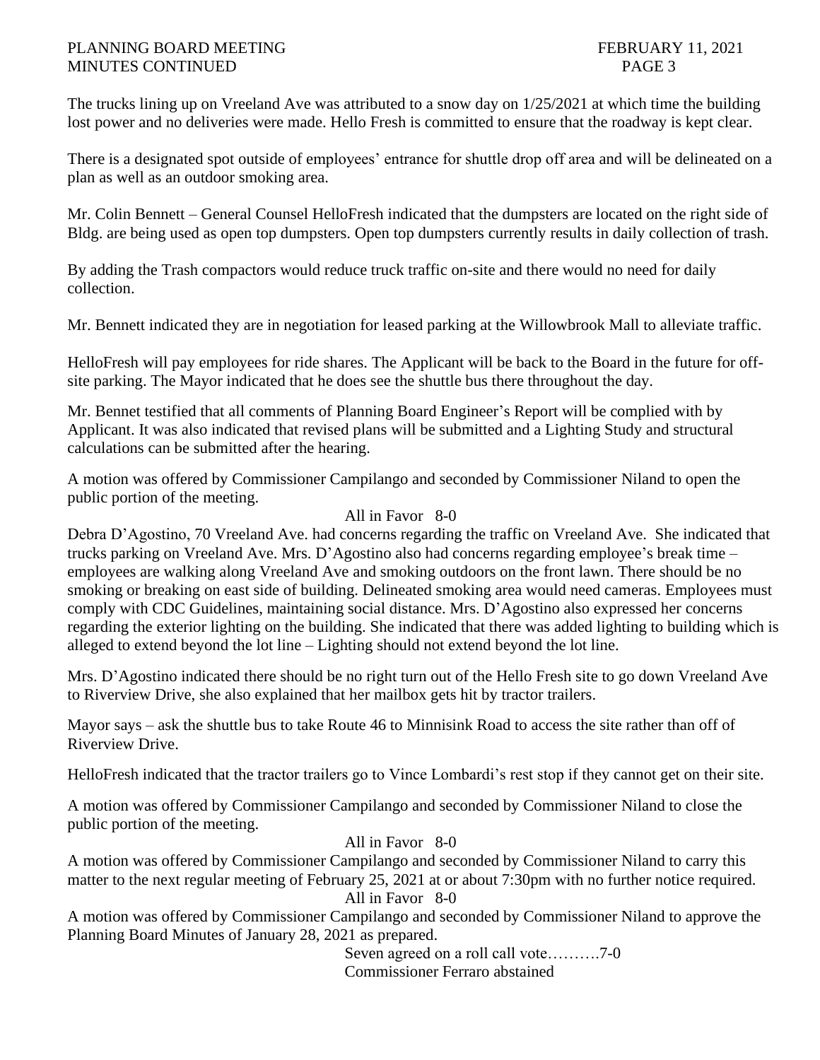The trucks lining up on Vreeland Ave was attributed to a snow day on 1/25/2021 at which time the building lost power and no deliveries were made. Hello Fresh is committed to ensure that the roadway is kept clear.

There is a designated spot outside of employees' entrance for shuttle drop off area and will be delineated on a plan as well as an outdoor smoking area.

Mr. Colin Bennett – General Counsel HelloFresh indicated that the dumpsters are located on the right side of Bldg. are being used as open top dumpsters. Open top dumpsters currently results in daily collection of trash.

By adding the Trash compactors would reduce truck traffic on-site and there would no need for daily collection.

Mr. Bennett indicated they are in negotiation for leased parking at the Willowbrook Mall to alleviate traffic.

HelloFresh will pay employees for ride shares. The Applicant will be back to the Board in the future for off-site parking. The Mayor indicated that he does see the shuttle bus there throughout the day.

Mr. Bennet testified that all comments of Planning Board Engineer's Report will be complied with by Applicant. It was also indicated that revised plans will be submitted and a Lighting Study and structural calculations can be submitted after the hearing.

A motion was offered by Commissioner Campilango and seconded by Commissioner Niland to open the public portion of the meeting.

All in Favor 8-0

Debra D'Agostino, 70 Vreeland Ave. had concerns regarding the traffic on Vreeland Ave. She indicated that trucks parking on Vreeland Ave. Mrs. D'Agostino also had concerns regarding employee's break time – employees are walking along Vreeland Ave and smoking outdoors on the front lawn. There should be no smoking or breaking on east side of building. Delineated smoking area would need cameras. Employees must comply with CDC Guidelines, maintaining social distance. Mrs. D'Agostino also expressed her concerns regarding the exterior lighting on the building. She indicated that there was added lighting to building which is alleged to extend beyond the lot line – Lighting should not extend beyond the lot line.

Mrs. D'Agostino indicated there should be no right turn out of the Hello Fresh site to go down Vreeland Ave to Riverview Drive, she also explained that her mailbox gets hit by tractor trailers.

Mayor says – ask the shuttle bus to take Route 46 to Minnisink Road to access the site rather than off of Riverview Drive.

HelloFresh indicated that the tractor trailers go to Vince Lombardi's rest stop if they cannot get on their site.

A motion was offered by Commissioner Campilango and seconded by Commissioner Niland to close the public portion of the meeting.

All in Favor 8-0

A motion was offered by Commissioner Campilango and seconded by Commissioner Niland to carry this matter to the next regular meeting of February 25, 2021 at or about 7:30pm with no further notice required.

All in Favor 8-0

A motion was offered by Commissioner Campilango and seconded by Commissioner Niland to approve the Planning Board Minutes of January 28, 2021 as prepared.

Seven agreed on a roll call vote……….7-0
Commissioner Ferraro abstained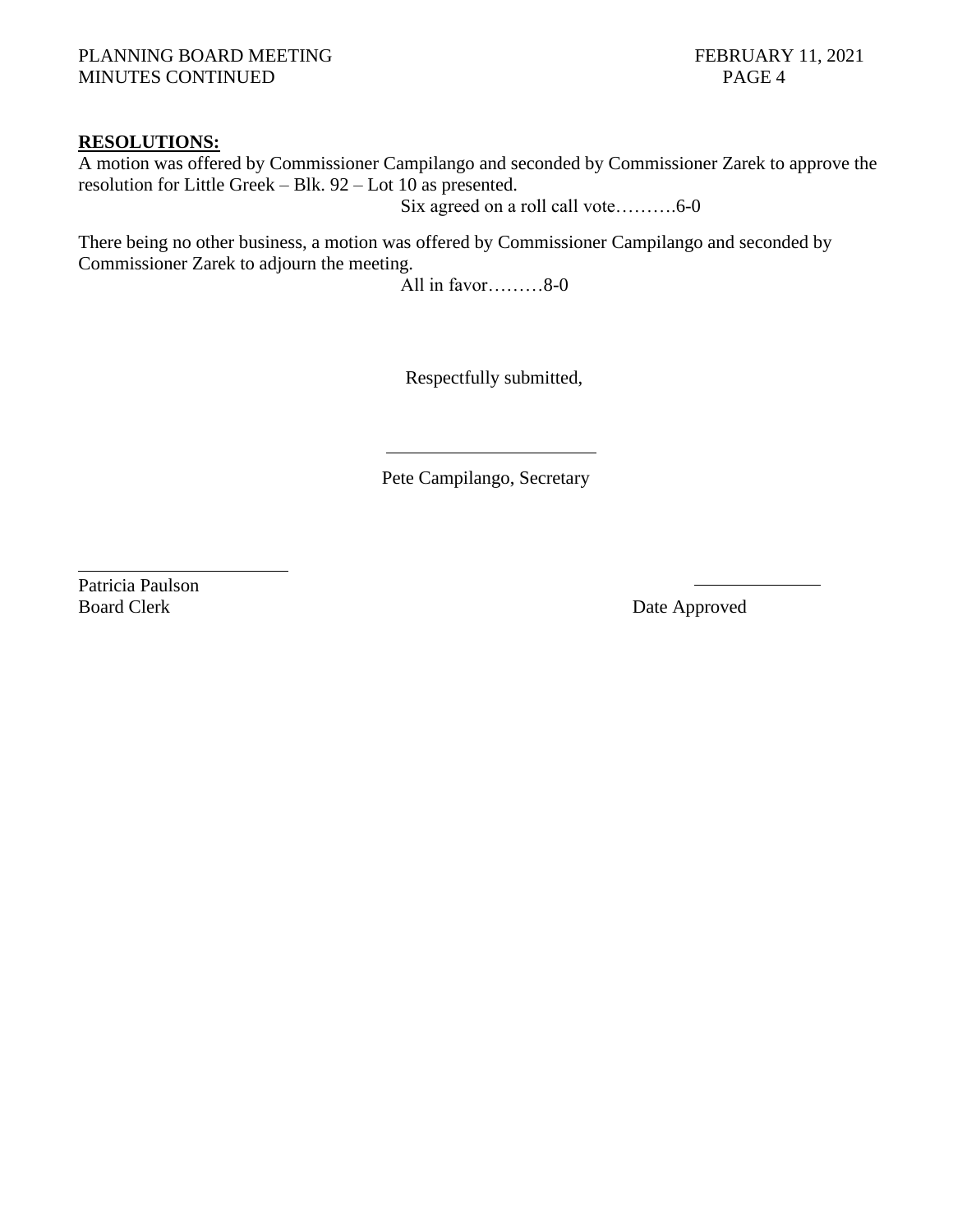**RESOLUTIONS:**

A motion was offered by Commissioner Campilango and seconded by Commissioner Zarek to approve the resolution for Little Greek – Blk. 92 – Lot 10 as presented.

Six agreed on a roll call vote……….6-0

There being no other business, a motion was offered by Commissioner Campilango and seconded by Commissioner Zarek to adjourn the meeting.

All in favor………8-0

Respectfully submitted,

\_\_\_\_\_\_\_\_\_\_\_\_\_\_\_\_\_\_\_\_\_\_\_\_

Pete Campilango, Secretary

\_\_\_\_\_\_\_\_\_\_\_\_\_\_\_\_\_\_\_\_\_\_\_\_

Patricia Paulson
Board Clerk

\_\_\_\_\_\_\_\_\_\_\_\_\_\_

Date Approved